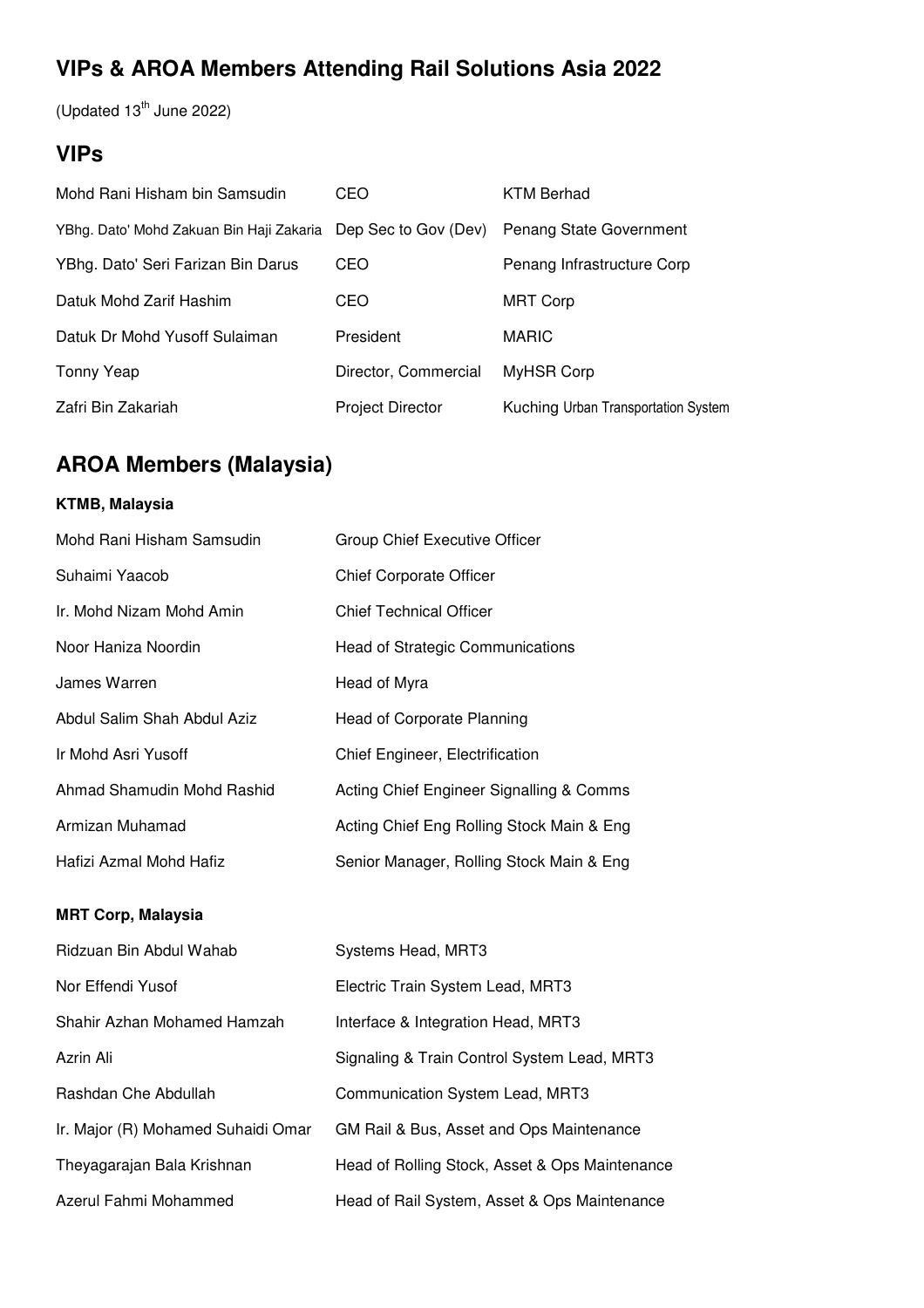# VIPs & AROA Members Attending Rail Solutions Asia 2022

(Updated 13th June 2022)

## VIPs

| | | |
|---|---|---|
| Mohd Rani Hisham bin Samsudin | CEO | KTM Berhad |
| YBhg. Dato' Mohd Zakuan Bin Haji Zakaria | Dep Sec to Gov (Dev) | Penang State Government |
| YBhg. Dato' Seri Farizan Bin Darus | CEO | Penang Infrastructure Corp |
| Datuk Mohd Zarif Hashim | CEO | MRT Corp |
| Datuk Dr Mohd Yusoff Sulaiman | President | MARIC |
| Tonny Yeap | Director, Commercial | MyHSR Corp |
| Zafri Bin Zakariah | Project Director | Kuching Urban Transportation System |

## AROA Members (Malaysia)

### KTMB, Malaysia

| | |
|---|---|
| Mohd Rani Hisham Samsudin | Group Chief Executive Officer |
| Suhaimi Yaacob | Chief Corporate Officer |
| Ir. Mohd Nizam Mohd Amin | Chief Technical Officer |
| Noor Haniza Noordin | Head of Strategic Communications |
| James Warren | Head of Myra |
| Abdul Salim Shah Abdul Aziz | Head of Corporate Planning |
| Ir Mohd Asri Yusoff | Chief Engineer, Electrification |
| Ahmad Shamudin Mohd Rashid | Acting Chief Engineer Signalling & Comms |
| Armizan Muhamad | Acting Chief Eng Rolling Stock Main & Eng |
| Hafizi Azmal Mohd Hafiz | Senior Manager, Rolling Stock Main & Eng |

### MRT Corp, Malaysia

| | |
|---|---|
| Ridzuan Bin Abdul Wahab | Systems Head, MRT3 |
| Nor Effendi Yusof | Electric Train System Lead, MRT3 |
| Shahir Azhan Mohamed Hamzah | Interface & Integration Head, MRT3 |
| Azrin Ali | Signaling & Train Control System Lead, MRT3 |
| Rashdan Che Abdullah | Communication System Lead, MRT3 |
| Ir. Major (R) Mohamed Suhaidi Omar | GM Rail & Bus, Asset and Ops Maintenance |
| Theyagarajan Bala Krishnan | Head of Rolling Stock, Asset & Ops Maintenance |
| Azerul Fahmi Mohammed | Head of Rail System, Asset & Ops Maintenance |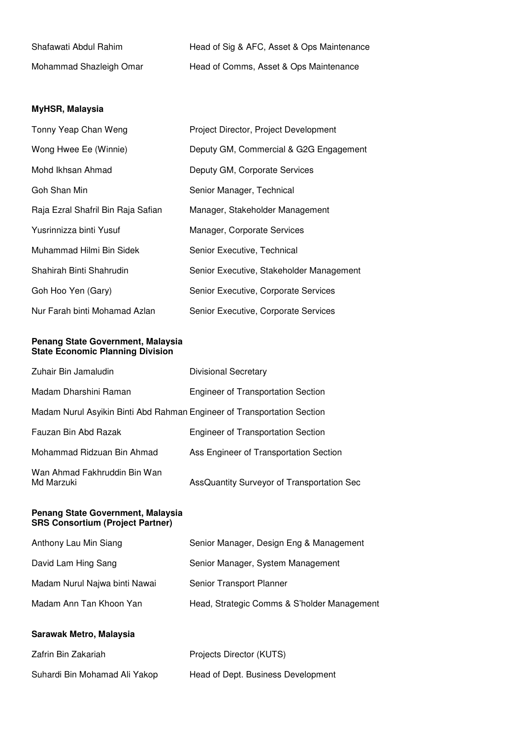| | |
|---|---|
| Shafawati Abdul Rahim | Head of Sig & AFC, Asset & Ops Maintenance |
| Mohammad Shazleigh Omar | Head of Comms, Asset & Ops Maintenance |

**MyHSR, Malaysia**

| | |
|---|---|
| Tonny Yeap Chan Weng | Project Director, Project Development |
| Wong Hwee Ee (Winnie) | Deputy GM, Commercial & G2G Engagement |
| Mohd Ikhsan Ahmad | Deputy GM, Corporate Services |
| Goh Shan Min | Senior Manager, Technical |
| Raja Ezral Shafril Bin Raja Safian | Manager, Stakeholder Management |
| Yusrinnizza binti Yusuf | Manager, Corporate Services |
| Muhammad Hilmi Bin Sidek | Senior Executive, Technical |
| Shahirah Binti Shahrudin | Senior Executive, Stakeholder Management |
| Goh Hoo Yen (Gary) | Senior Executive, Corporate Services |
| Nur Farah binti Mohamad Azlan | Senior Executive, Corporate Services |

**Penang State Government, Malaysia**
**State Economic Planning Division**

| | |
|---|---|
| Zuhair Bin Jamaludin | Divisional Secretary |
| Madam Dharshini Raman | Engineer of Transportation Section |
| Madam Nurul Asyikin Binti Abd Rahman | Engineer of Transportation Section |
| Fauzan Bin Abd Razak | Engineer of Transportation Section |
| Mohammad Ridzuan Bin Ahmad | Ass Engineer of Transportation Section |
| Wan Ahmad Fakhruddin Bin Wan Md Marzuki | AssQuantity Surveyor of Transportation Sec |

**Penang State Government, Malaysia**
**SRS Consortium (Project Partner)**

| | |
|---|---|
| Anthony Lau Min Siang | Senior Manager, Design Eng & Management |
| David Lam Hing Sang | Senior Manager, System Management |
| Madam Nurul Najwa binti Nawai | Senior Transport Planner |
| Madam Ann Tan Khoon Yan | Head, Strategic Comms & S'holder Management |

**Sarawak Metro, Malaysia**

| | |
|---|---|
| Zafrin Bin Zakariah | Projects Director (KUTS) |
| Suhardi Bin Mohamad Ali Yakop | Head of Dept. Business Development |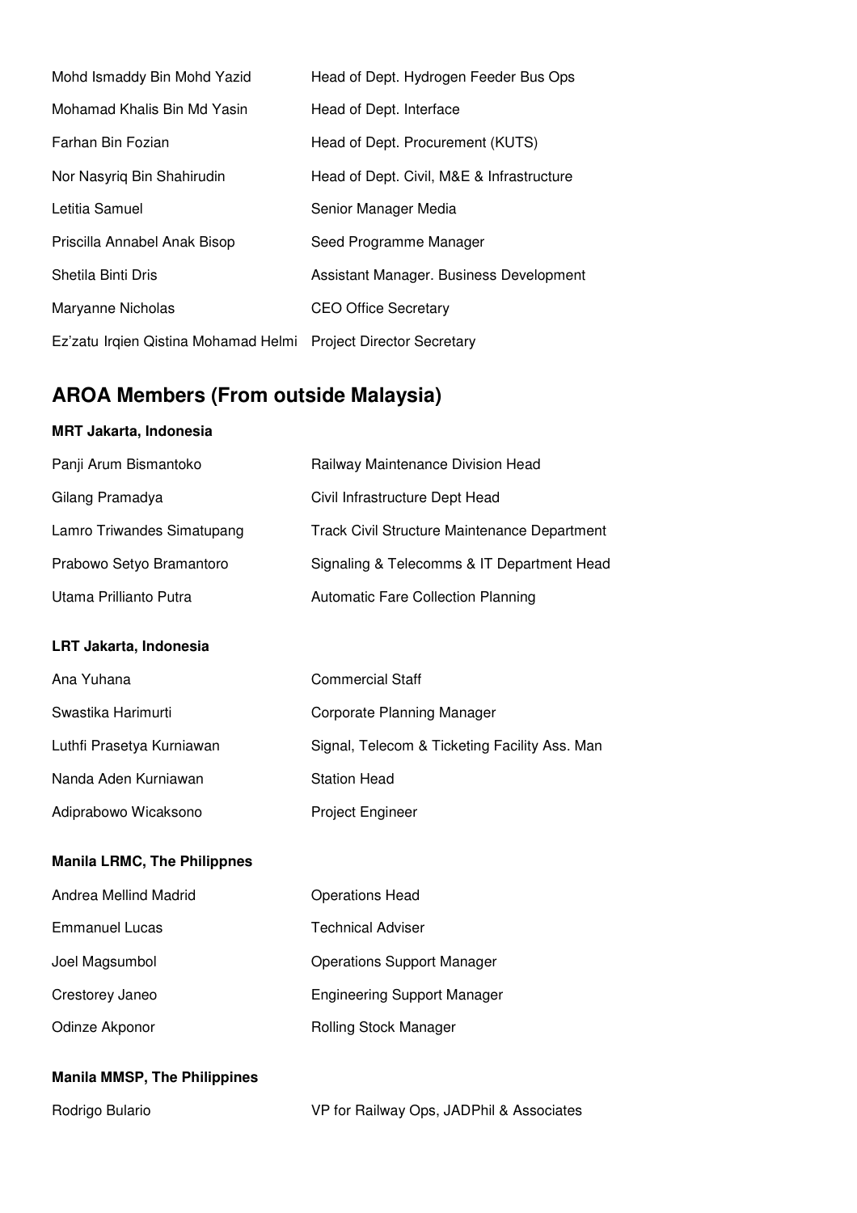| | |
|---|---|
| Mohd Ismaddy Bin Mohd Yazid | Head of Dept. Hydrogen Feeder Bus Ops |
| Mohamad Khalis Bin Md Yasin | Head of Dept. Interface |
| Farhan Bin Fozian | Head of Dept. Procurement (KUTS) |
| Nor Nasyriq Bin Shahirudin | Head of Dept. Civil, M&E & Infrastructure |
| Letitia Samuel | Senior Manager Media |
| Priscilla Annabel Anak Bisop | Seed Programme Manager |
| Shetila Binti Dris | Assistant Manager. Business Development |
| Maryanne Nicholas | CEO Office Secretary |
| Ez'zatu Irqien Qistina Mohamad Helmi | Project Director Secretary |

## AROA Members (From outside Malaysia)

### MRT Jakarta, Indonesia

| | |
|---|---|
| Panji Arum Bismantoko | Railway Maintenance Division Head |
| Gilang Pramadya | Civil Infrastructure Dept Head |
| Lamro Triwandes Simatupang | Track Civil Structure Maintenance Department |
| Prabowo Setyo Bramantoro | Signaling & Telecomms & IT Department Head |
| Utama Prillianto Putra | Automatic Fare Collection Planning |

### LRT Jakarta, Indonesia

| | |
|---|---|
| Ana Yuhana | Commercial Staff |
| Swastika Harimurti | Corporate Planning Manager |
| Luthfi Prasetya Kurniawan | Signal, Telecom & Ticketing Facility Ass. Man |
| Nanda Aden Kurniawan | Station Head |
| Adiprabowo Wicaksono | Project Engineer |

### Manila LRMC, The Philippnes

| | |
|---|---|
| Andrea Mellind Madrid | Operations Head |
| Emmanuel Lucas | Technical Adviser |
| Joel Magsumbol | Operations Support Manager |
| Crestorey Janeo | Engineering Support Manager |
| Odinze Akponor | Rolling Stock Manager |

### Manila MMSP, The Philippines

| | |
|---|---|
| Rodrigo Bulario | VP for Railway Ops, JADPhil & Associates |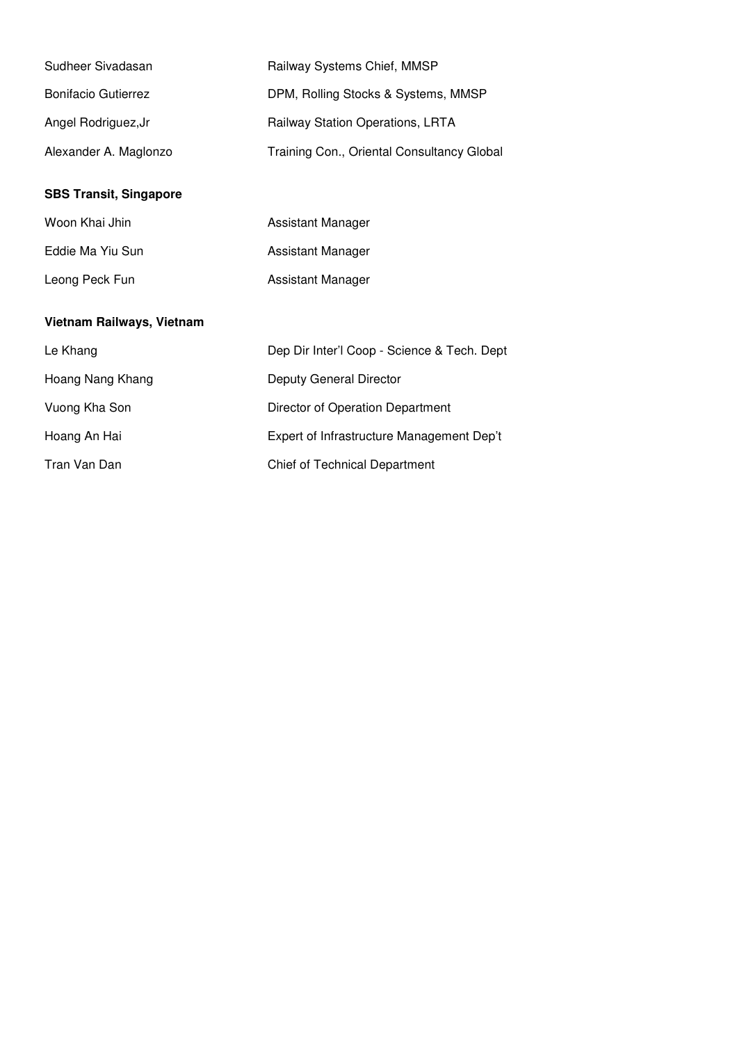| | |
|---|---|
| Sudheer Sivadasan | Railway Systems Chief, MMSP |
| Bonifacio Gutierrez | DPM, Rolling Stocks & Systems, MMSP |
| Angel Rodriguez,Jr | Railway Station Operations, LRTA |
| Alexander A. Maglonzo | Training Con., Oriental Consultancy Global |

**SBS Transit, Singapore**

| | |
|---|---|
| Woon Khai Jhin | Assistant Manager |
| Eddie Ma Yiu Sun | Assistant Manager |
| Leong Peck Fun | Assistant Manager |

**Vietnam Railways, Vietnam**

| | |
|---|---|
| Le Khang | Dep Dir Inter'l Coop - Science & Tech. Dept |
| Hoang Nang Khang | Deputy General Director |
| Vuong Kha Son | Director of Operation Department |
| Hoang An Hai | Expert of Infrastructure Management Dep't |
| Tran Van Dan | Chief of Technical Department |